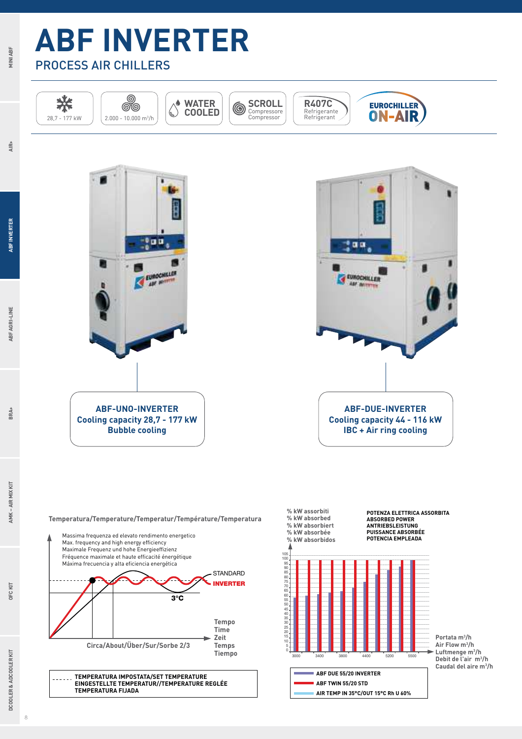# ABF INVERTER

## PROCESS AIR CHILLERS

28,7 - 177 kW

2.000 - 10.000 m³/h

WATER COOLED

SCROLL Compressore Compressor

R407C Refrigerante Refrigerant

EUROCHILLER ON-AIR

**ABF-UNO-INVERTER**
**Cooling capacity 28,7 - 177 kW**
**Bubble cooling**

**ABF-DUE-INVERTER**
**Cooling capacity 44 - 116 kW**
**IBC + Air ring cooling**

**Temperatura/Temperature/Temperatur/Température/Temperatura**

Massima frequenza ed elevato rendimento energetico
Max. frequency and high energy efficiency
Maximale Frequenz und hohe Energieeffizienz
Fréquence maximale et haute efficacité énergétique
Máxima frecuencia y alta eficiencia energética

STANDARD

**INVERTER**

3°C

Tempo
Time
Zeit
Temps
Tiempo

Circa/About/Über/Sur/Sorbe 2/3

TEMPERATURA IMPOSTATA/SET TEMPERATURE
EINGESTELLTE TEMPERATUR//TEMPERATURE REGLÉE
TEMPERATURA FIJADA

% kW assorbiti
% kW absorbed
% kW absorbiert
% kW absorbée
% kW absorbidos

POTENZA ELETTRICA ASSORBITA
ABSORBED POWER
ANTRIEBSLEISTUNG
PUISSANCE ABSORBÉE
POTENCIA EMPLEADA

Portata m³/h
Air Flow m³/h
Luftmenge m³/h
Debit de l'air m³/h
Caudal del aire m³/h

ABF DUE 55/20 INVERTER
ABF TWIN 55/20 STD
AIR TEMP IN 35°C/OUT 15°C Rh U 60%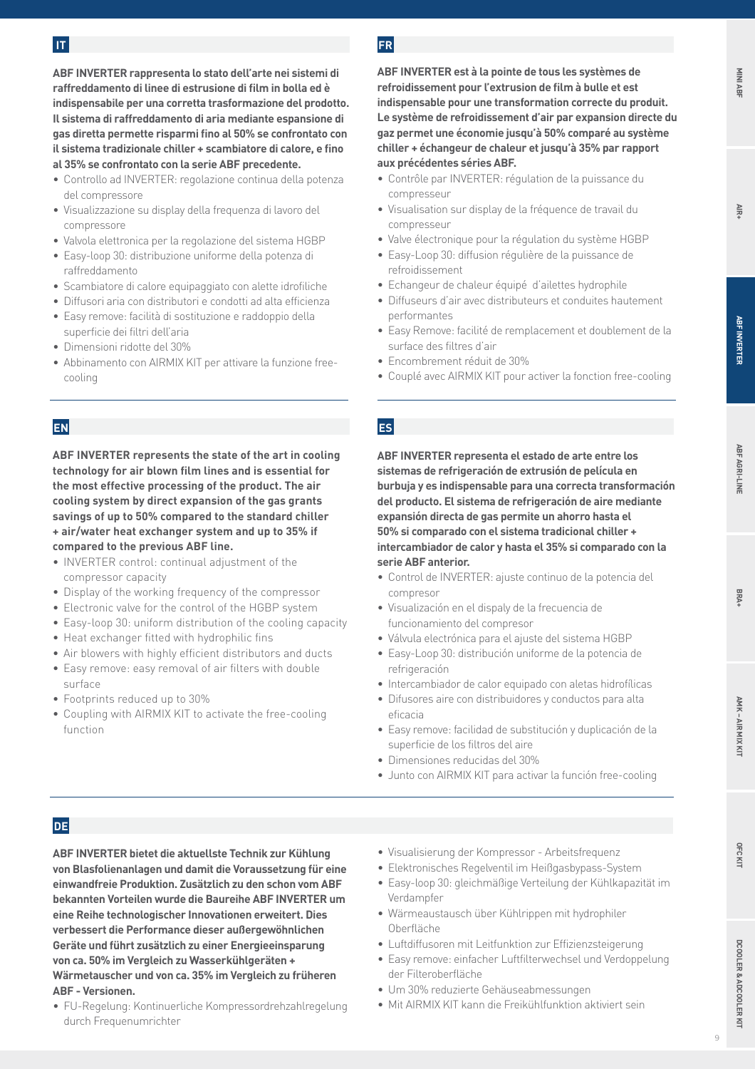## IT

**ABF INVERTER rappresenta lo stato dell'arte nei sistemi di raffreddamento di linee di estrusione di film in bolla ed è indispensabile per una corretta trasformazione del prodotto. Il sistema di raffreddamento di aria mediante espansione di gas diretta permette risparmi fino al 50% se confrontato con il sistema tradizionale chiller + scambiatore di calore, e fino al 35% se confrontato con la serie ABF precedente.**

- Controllo ad INVERTER: regolazione continua della potenza del compressore
- Visualizzazione su display della frequenza di lavoro del compressore
- Valvola elettronica per la regolazione del sistema HGBP
- Easy-loop 30: distribuzione uniforme della potenza di raffreddamento
- Scambiatore di calore equipaggiato con alette idrofiliche
- Diffusori aria con distributori e condotti ad alta efficienza
- Easy remove: facilità di sostituzione e raddoppio della superficie dei filtri dell'aria
- Dimensioni ridotte del 30%
- Abbinamento con AIRMIX KIT per attivare la funzione free-cooling

## FR

**ABF INVERTER est à la pointe de tous les systèmes de refroidissement pour l'extrusion de film à bulle et est indispensable pour une transformation correcte du produit. Le système de refroidissement d'air par expansion directe du gaz permet une économie jusqu'à 50% comparé au système chiller + échangeur de chaleur et jusqu'à 35% par rapport aux précédentes séries ABF.**

- Contrôle par INVERTER: régulation de la puissance du compresseur
- Visualisation sur display de la fréquence de travail du compresseur
- Valve électronique pour la régulation du système HGBP
- Easy-Loop 30: diffusion régulière de la puissance de refroidissement
- Echangeur de chaleur équipé d'ailettes hydrophile
- Diffuseurs d'air avec distributeurs et conduites hautement performantes
- Easy Remove: facilité de remplacement et doublement de la surface des filtres d'air
- Encombrement réduit de 30%
- Couplé avec AIRMIX KIT pour activer la fonction free-cooling

## EN

**ABF INVERTER represents the state of the art in cooling technology for air blown film lines and is essential for the most effective processing of the product. The air cooling system by direct expansion of the gas grants savings of up to 50% compared to the standard chiller + air/water heat exchanger system and up to 35% if compared to the previous ABF line.**

- INVERTER control: continual adjustment of the compressor capacity
- Display of the working frequency of the compressor
- Electronic valve for the control of the HGBP system
- Easy-loop 30: uniform distribution of the cooling capacity
- Heat exchanger fitted with hydrophilic fins
- Air blowers with highly efficient distributors and ducts
- Easy remove: easy removal of air filters with double surface
- Footprints reduced up to 30%
- Coupling with AIRMIX KIT to activate the free-cooling function

## ES

**ABF INVERTER representa el estado de arte entre los sistemas de refrigeración de extrusión de película en burbuja y es indispensable para una correcta transformación del producto. El sistema de refrigeración de aire mediante expansión directa de gas permite un ahorro hasta el 50% si comparado con el sistema tradicional chiller + intercambiador de calor y hasta el 35% si comparado con la serie ABF anterior.**

- Control de INVERTER: ajuste continuo de la potencia del compresor
- Visualización en el dispaly de la frecuencia de funcionamiento del compresor
- Válvula electrónica para el ajuste del sistema HGBP
- Easy-Loop 30: distribución uniforme de la potencia de refrigeración
- Intercambiador de calor equipado con aletas hidrofílicas
- Difusores aire con distribuidores y conductos para alta eficacia
- Easy remove: facilidad de substitución y duplicación de la superficie de los filtros del aire
- Dimensiones reducidas del 30%
- Junto con AIRMIX KIT para activar la función free-cooling

## DE

**ABF INVERTER bietet die aktuellste Technik zur Kühlung von Blasfolienanlagen und damit die Voraussetzung für eine einwandfreie Produktion. Zusätzlich zu den schon vom ABF bekannten Vorteilen wurde die Baureihe ABF INVERTER um eine Reihe technologischer Innovationen erweitert. Dies verbessert die Performance dieser außergewöhnlichen Geräte und führt zusätzlich zu einer Energieeinsparung von ca. 50% im Vergleich zu Wasserkühlgeräten + Wärmetauscher und von ca. 35% im Vergleich zu früheren ABF - Versionen.**

- FU-Regelung: Kontinuerliche Kompressordrehzahlregelung durch Frequenumrichter
- Visualisierung der Kompressor - Arbeitsfrequenz
- Elektronisches Regelventil im Heißgasbypass-System
- Easy-loop 30: gleichmäßige Verteilung der Kühlkapazität im Verdampfer
- Wärmeaustausch über Kühlrippen mit hydrophiler Oberfläche
- Luftdiffusoren mit Leitfunktion zur Effizienzsteigerung
- Easy remove: einfacher Luftfilterwechsel und Verdoppelung der Filteroberfläche
- Um 30% reduzierte Gehäuseabmessungen
- Mit AIRMIX KIT kann die Freikühlfunktion aktiviert sein